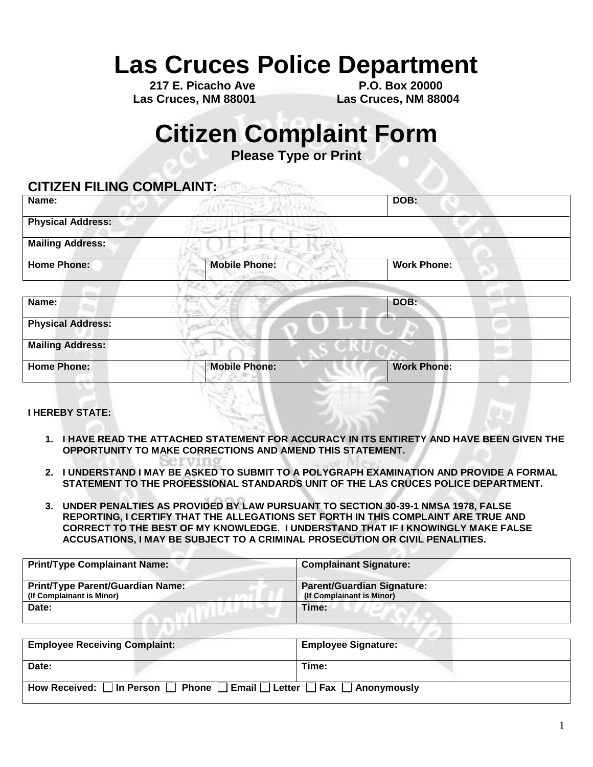# Las Cruces Police Department

**217 E. Picacho Ave**
**Las Cruces, NM 88001**

**P.O. Box 20000**
**Las Cruces, NM 88004**

# Citizen Complaint Form

**Please Type or Print**

## CITIZEN FILING COMPLAINT:

| Name: | | DOB: |
|---|---|---|
| Physical Address: | | |
| Mailing Address: | | |
| Home Phone: | Mobile Phone: | Work Phone: |

| Name: | | DOB: |
|---|---|---|
| Physical Address: | | |
| Mailing Address: | | |
| Home Phone: | Mobile Phone: | Work Phone: |

**I HEREBY STATE:**

1. **I HAVE READ THE ATTACHED STATEMENT FOR ACCURACY IN ITS ENTIRETY AND HAVE BEEN GIVEN THE OPPORTUNITY TO MAKE CORRECTIONS AND AMEND THIS STATEMENT.**
2. **I UNDERSTAND I MAY BE ASKED TO SUBMIT TO A POLYGRAPH EXAMINATION AND PROVIDE A FORMAL STATEMENT TO THE PROFESSIONAL STANDARDS UNIT OF THE LAS CRUCES POLICE DEPARTMENT.**
3. **UNDER PENALTIES AS PROVIDED BY LAW PURSUANT TO SECTION 30-39-1 NMSA 1978, FALSE REPORTING, I CERTIFY THAT THE ALLEGATIONS SET FORTH IN THIS COMPLAINT ARE TRUE AND CORRECT TO THE BEST OF MY KNOWLEDGE. I UNDERSTAND THAT IF I KNOWINGLY MAKE FALSE ACCUSATIONS, I MAY BE SUBJECT TO A CRIMINAL PROSECUTION OR CIVIL PENALITIES.**

| Print/Type Complainant Name: | Complainant Signature: |
|---|---|
| Print/Type Parent/Guardian Name: (If Complainant is Minor) | Parent/Guardian Signature: (If Complainant is Minor) |
| Date: | Time: |

| Employee Receiving Complaint: | Employee Signature: |
|---|---|
| Date: | Time: |
| How Received: ☐ In Person ☐ Phone ☐ Email ☐ Letter ☐ Fax ☐ Anonymously | |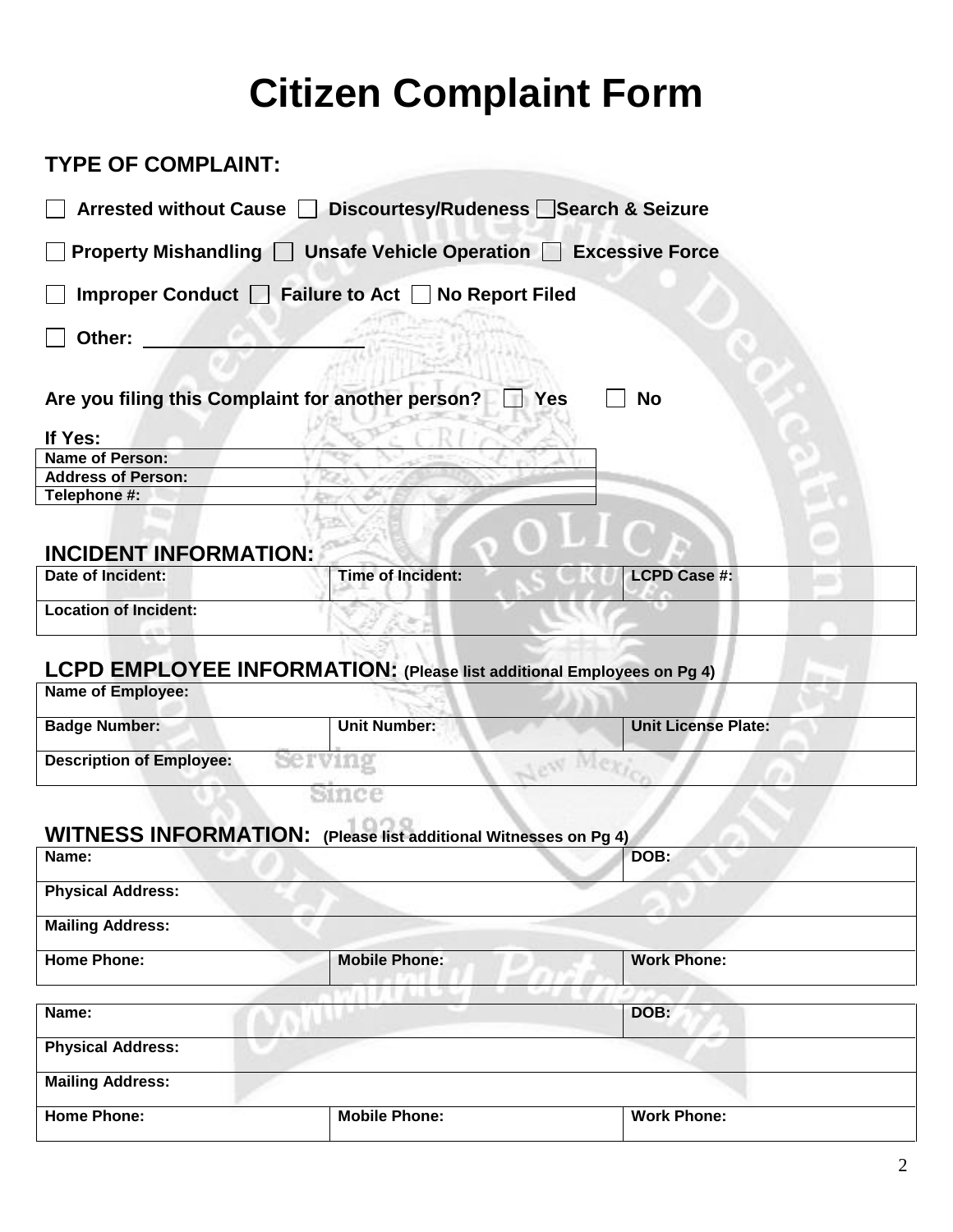# Citizen Complaint Form

## TYPE OF COMPLAINT:

☐ **Arrested without Cause** ☐ **Discourtesy/Rudeness** ☐ **Search & Seizure**

☐ **Property Mishandling** ☐ **Unsafe Vehicle Operation** ☐ **Excessive Force**

☐ **Improper Conduct** ☐ **Failure to Act** ☐ **No Report Filed**

☐ **Other:** ____________________

**Are you filing this Complaint for another person?** ☐ **Yes** ☐ **No**

**If Yes:**

| **Name of Person:** |
|---|
| **Address of Person:** |
| **Telephone #:** |

## INCIDENT INFORMATION:

| **Date of Incident:** | **Time of Incident:** | **LCPD Case #:** |
|---|---|---|
| **Location of Incident:** | | |

## LCPD EMPLOYEE INFORMATION: (Please list additional Employees on Pg 4)

| **Name of Employee:** | | |
|---|---|---|
| **Badge Number:** | **Unit Number:** | **Unit License Plate:** |
| **Description of Employee:** | | |

## WITNESS INFORMATION: (Please list additional Witnesses on Pg 4)

| **Name:** | | **DOB:** |
|---|---|---|
| **Physical Address:** | | |
| **Mailing Address:** | | |
| **Home Phone:** | **Mobile Phone:** | **Work Phone:** |

| **Name:** | | **DOB:** |
|---|---|---|
| **Physical Address:** | | |
| **Mailing Address:** | | |
| **Home Phone:** | **Mobile Phone:** | **Work Phone:** |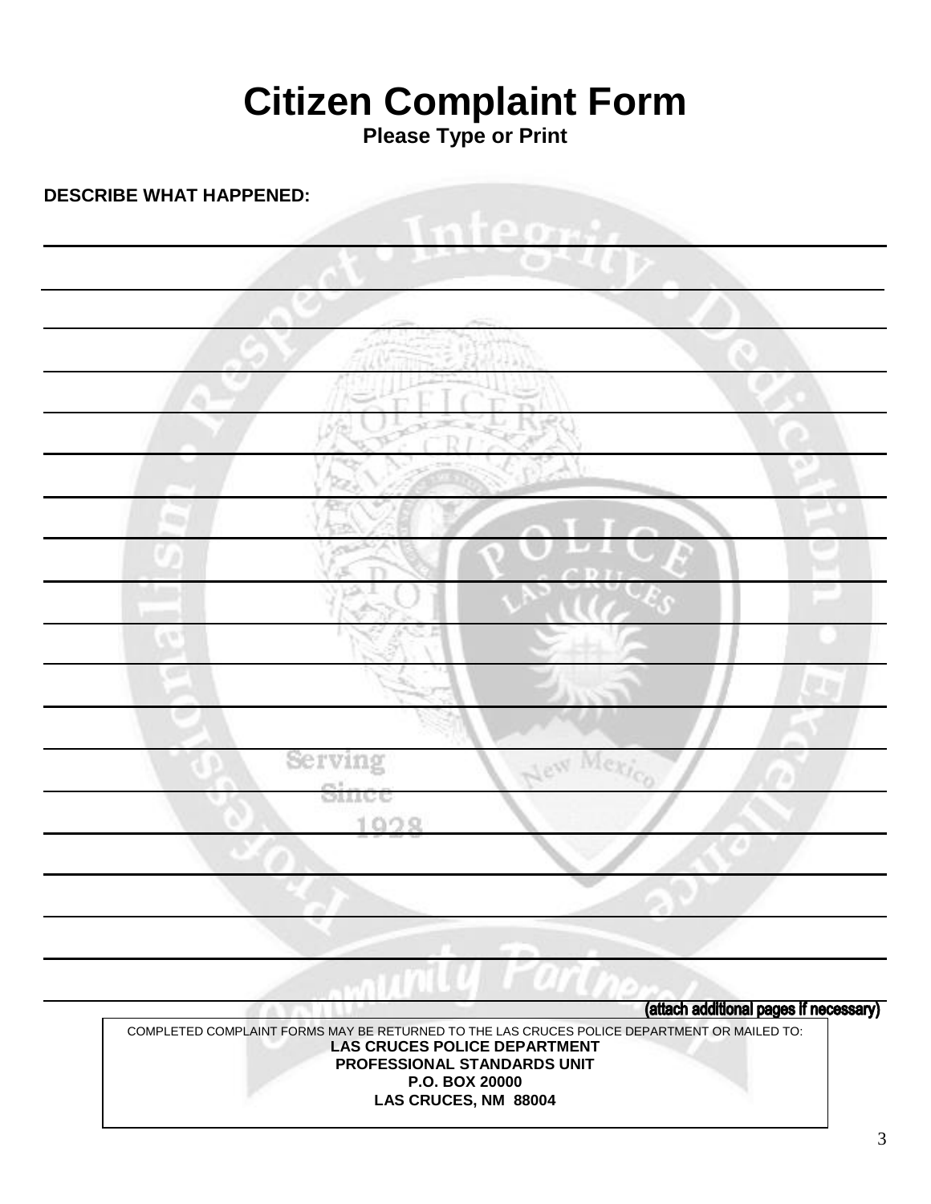# Citizen Complaint Form

**Please Type or Print**

**DESCRIBE WHAT HAPPENED:**

**(attach additional pages if necessary)**

COMPLETED COMPLAINT FORMS MAY BE RETURNED TO THE LAS CRUCES POLICE DEPARTMENT OR MAILED TO:

**LAS CRUCES POLICE DEPARTMENT**
**PROFESSIONAL STANDARDS UNIT**
**P.O. BOX 20000**
**LAS CRUCES, NM 88004**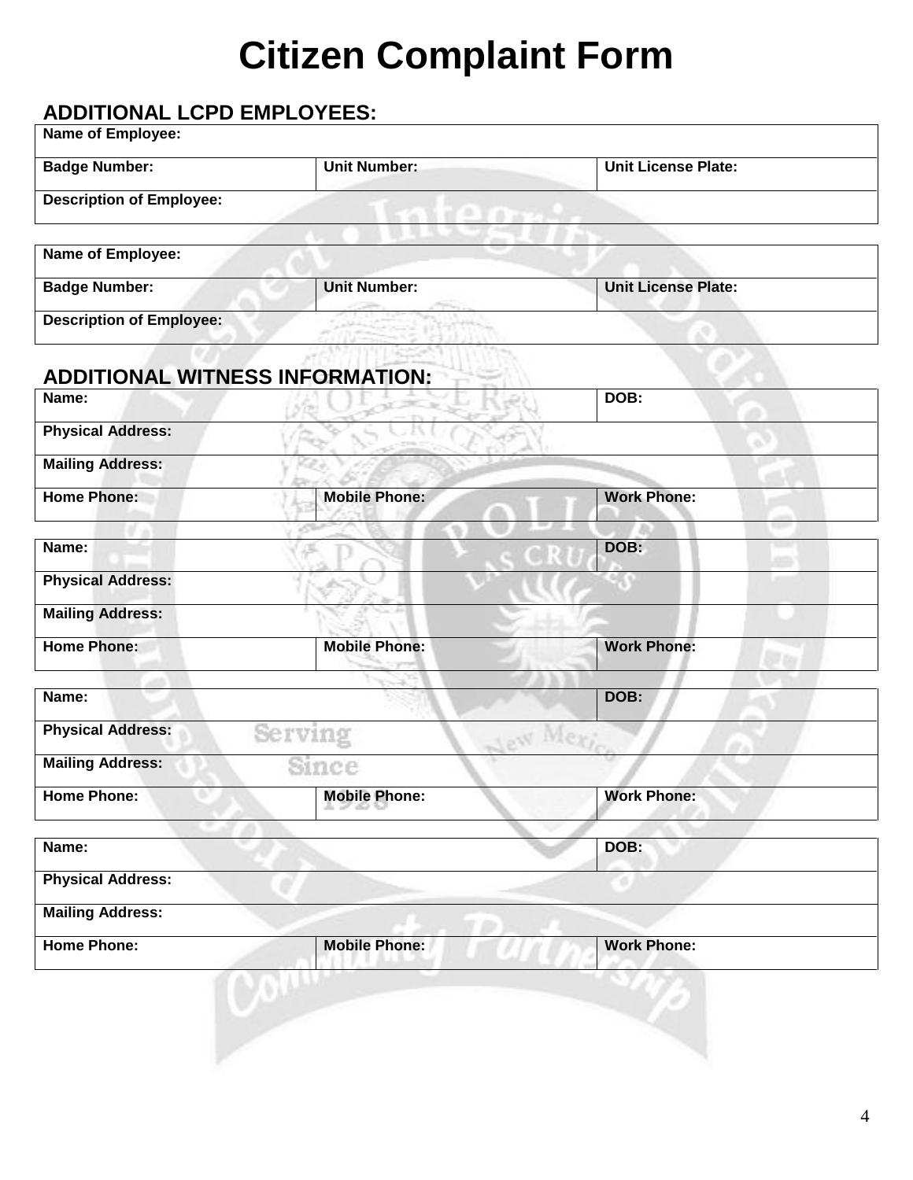# Citizen Complaint Form

## ADDITIONAL LCPD EMPLOYEES:

| | | |
|---|---|---|
| **Name of Employee:** | | |
| **Badge Number:** | **Unit Number:** | **Unit License Plate:** |
| **Description of Employee:** | | |

| | | |
|---|---|---|
| **Name of Employee:** | | |
| **Badge Number:** | **Unit Number:** | **Unit License Plate:** |
| **Description of Employee:** | | |

## ADDITIONAL WITNESS INFORMATION:

| | | |
|---|---|---|
| **Name:** | | **DOB:** |
| **Physical Address:** | | |
| **Mailing Address:** | | |
| **Home Phone:** | **Mobile Phone:** | **Work Phone:** |

| | | |
|---|---|---|
| **Name:** | | **DOB:** |
| **Physical Address:** | | |
| **Mailing Address:** | | |
| **Home Phone:** | **Mobile Phone:** | **Work Phone:** |

| | | |
|---|---|---|
| **Name:** | | **DOB:** |
| **Physical Address:** | | |
| **Mailing Address:** | | |
| **Home Phone:** | **Mobile Phone:** | **Work Phone:** |

| | | |
|---|---|---|
| **Name:** | | **DOB:** |
| **Physical Address:** | | |
| **Mailing Address:** | | |
| **Home Phone:** | **Mobile Phone:** | **Work Phone:** |